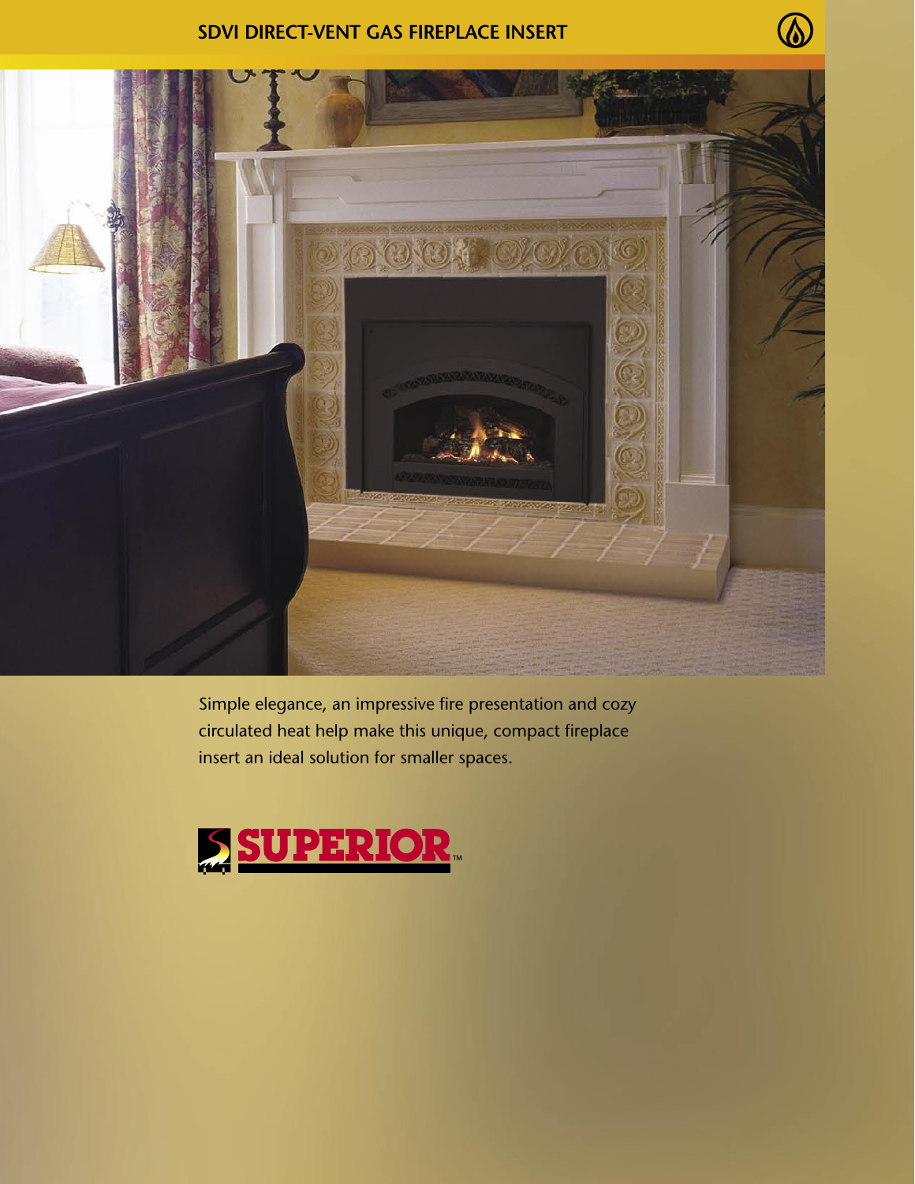# SDVI DIRECT-VENT GAS FIREPLACE INSERT

Simple elegance, an impressive fire presentation and cozy circulated heat help make this unique, compact fireplace insert an ideal solution for smaller spaces.

SUPERIOR™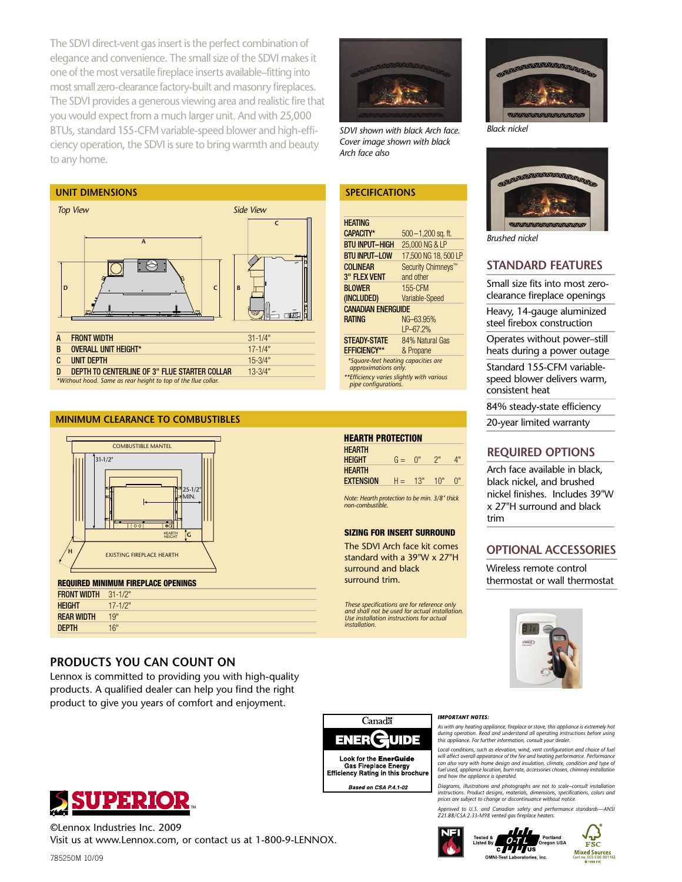The SDVI direct-vent gas insert is the perfect combination of elegance and convenience. The small size of the SDVI makes it one of the most versatile fireplace inserts available–fitting into most small zero-clearance factory-built and masonry fireplaces. The SDVI provides a generous viewing area and realistic fire that you would expect from a much larger unit. And with 25,000 BTUs, standard 155-CFM variable-speed blower and high-efficiency operation, the SDVI is sure to bring warmth and beauty to any home.

*SDVI shown with black Arch face. Cover image shown with black Arch face also*

*Black nickel*

*Brushed nickel*

## UNIT DIMENSIONS

*Top View* *Side View*

A
D
C
B
C

| | | |
|---|---|---|
| A | FRONT WIDTH | 31-1/4" |
| B | OVERALL UNIT HEIGHT* | 17-1/4" |
| C | UNIT DEPTH | 15-3/4" |
| D | DEPTH TO CENTERLINE OF 3" FLUE STARTER COLLAR | 13-3/4" |

*\*Without hood. Same as rear height to top of the flue collar.*

## SPECIFICATIONS

| | |
|---|---|
| **HEATING CAPACITY*** | 500–1,200 sq. ft. |
| **BTU INPUT–HIGH** | 25,000 NG & LP |
| **BTU INPUT–LOW** | 17,500 NG 18, 500 LP |
| **COLINEAR 3" FLEX VENT** | Security Chimneys™ and other |
| **BLOWER (INCLUDED)** | 155-CFM Variable-Speed |
| **CANADIAN ENERGUIDE RATING** | NG–63.95% LP–67.2% |
| **STEADY-STATE EFFICIENCY**** | 84% Natural Gas & Propane |

*\*Square-feet heating capacities are approximations only.*

*\*\*Efficiency varies slightly with various pipe configurations.*

## MINIMUM CLEARANCE TO COMBUSTIBLES

COMBUSTIBLE MANTEL
31-1/2"
25-1/2" MIN.
HEARTH HEIGHT
G
H
EXISTING FIREPLACE HEARTH

**REQUIRED MINIMUM FIREPLACE OPENINGS**

| | |
|---|---|
| FRONT WIDTH | 31-1/2" |
| HEIGHT | 17-1/2" |
| REAR WIDTH | 19" |
| DEPTH | 16" |

**HEARTH PROTECTION**

| | | | | |
|---|---|---|---|---|
| HEARTH HEIGHT | G = | 0" | 2" | 4" |
| HEARTH EXTENSION | H = | 13" | 10" | 0" |

*Note: Hearth protection to be min. 3/8" thick non-combustible.*

**SIZING FOR INSERT SURROUND**

The SDVI Arch face kit comes standard with a 39"W x 27"H surround and black surround trim.

*These specifications are for reference only and shall not be used for actual installation. Use installation instructions for actual installation.*

## STANDARD FEATURES

- Small size fits into most zero-clearance fireplace openings
- Heavy, 14-gauge aluminized steel firebox construction
- Operates without power–still heats during a power outage
- Standard 155-CFM variable-speed blower delivers warm, consistent heat
- 84% steady-state efficiency
- 20-year limited warranty

## REQUIRED OPTIONS

Arch face available in black, black nickel, and brushed nickel finishes. Includes 39"W x 27"H surround and black trim

## OPTIONAL ACCESSORIES

Wireless remote control thermostat or wall thermostat

## PRODUCTS YOU CAN COUNT ON

Lennox is committed to providing you with high-quality products. A qualified dealer can help you find the right product to give you years of comfort and enjoyment.

Canada
ENERGUIDE
Look for the EnerGuide Gas Fireplace Energy Efficiency Rating in this brochure
*Based on CSA P.4.1-02*

***IMPORTANT NOTES:***

*As with any heating appliance, fireplace or stove, this appliance is extremely hot during operation. Read and understand all operating instructions before using this appliance. For further information, consult your dealer.*

*Local conditions, such as elevation, wind, vent configuration and choice of fuel will affect overall appearance of the fire and heating performance. Performance can also vary with home design and insulation, climate, condition and type of fuel used, appliance location, burn rate, accessories chosen, chimney height and how the appliance is operated.*

*Diagrams, illustrations and photographs are not to scale–consult installation instructions. Product designs, materials, dimensions, specifications, colors and prices are subject to change or discontinuance without notice.*

*Approved to U.S. and Canadian safety and performance standards—ANSI Z21.88/CSA 2.33-M98 vented gas fireplace heaters.*

SUPERIOR™

©Lennox Industries Inc. 2009
Visit us at www.Lennox.com, or contact us at 1-800-9-LENNOX.

Tested & Listed By OMNI-Test Laboratories, Inc. Portland Oregon USA

FSC Mixed Sources Cert no. SCS-COC-001182 © 1996 FSC

785250M 10/09